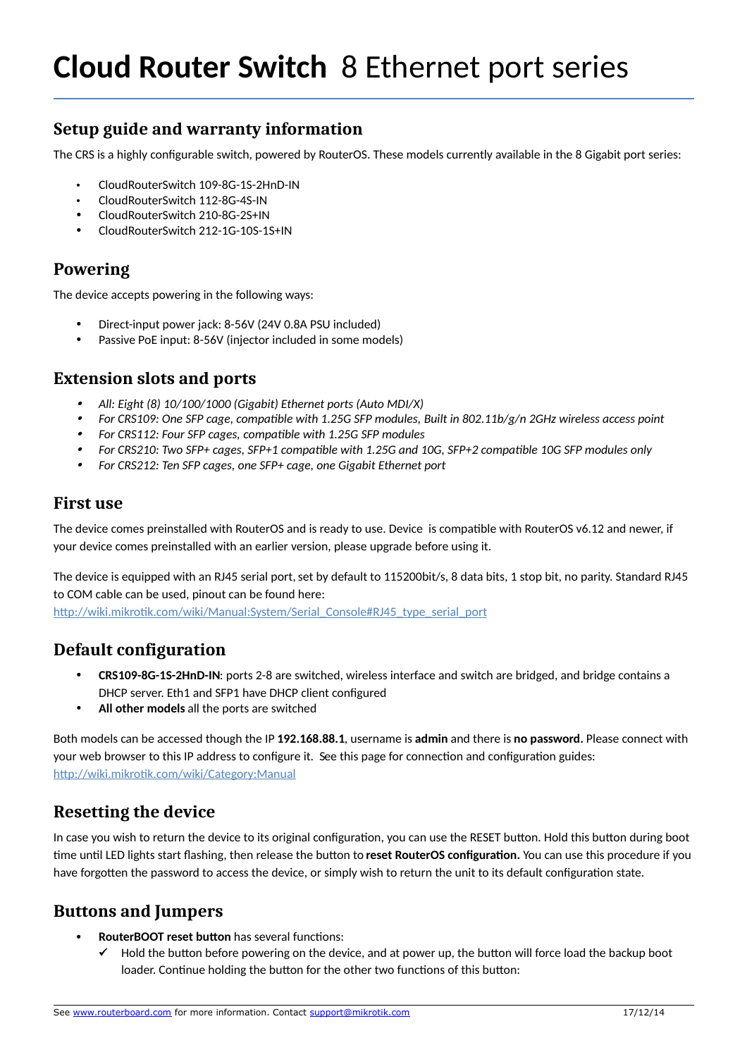# Cloud Router Switch 8 Ethernet port series

## Setup guide and warranty information

The CRS is a highly configurable switch, powered by RouterOS. These models currently available in the 8 Gigabit port series:

- CloudRouterSwitch 109-8G-1S-2HnD-IN
- CloudRouterSwitch 112-8G-4S-IN
- CloudRouterSwitch 210-8G-2S+IN
- CloudRouterSwitch 212-1G-10S-1S+IN

## Powering

The device accepts powering in the following ways:

- Direct-input power jack: 8-56V (24V 0.8A PSU included)
- Passive PoE input: 8-56V (injector included in some models)

## Extension slots and ports

- *All: Eight (8) 10/100/1000 (Gigabit) Ethernet ports (Auto MDI/X)*
- *For CRS109: One SFP cage, compatible with 1.25G SFP modules, Built in 802.11b/g/n 2GHz wireless access point*
- *For CRS112: Four SFP cages, compatible with 1.25G SFP modules*
- *For CRS210: Two SFP+ cages, SFP+1 compatible with 1.25G and 10G, SFP+2 compatible 10G SFP modules only*
- *For CRS212: Ten SFP cages, one SFP+ cage, one Gigabit Ethernet port*

## First use

The device comes preinstalled with RouterOS and is ready to use. Device is compatible with RouterOS v6.12 and newer, if your device comes preinstalled with an earlier version, please upgrade before using it.

The device is equipped with an RJ45 serial port, set by default to 115200bit/s, 8 data bits, 1 stop bit, no parity. Standard RJ45 to COM cable can be used, pinout can be found here: http://wiki.mikrotik.com/wiki/Manual:System/Serial_Console#RJ45_type_serial_port

## Default configuration

- **CRS109-8G-1S-2HnD-IN**: ports 2-8 are switched, wireless interface and switch are bridged, and bridge contains a DHCP server. Eth1 and SFP1 have DHCP client configured
- **All other models** all the ports are switched

Both models can be accessed though the IP **192.168.88.1**, username is **admin** and there is **no password.** Please connect with your web browser to this IP address to configure it. See this page for connection and configuration guides: http://wiki.mikrotik.com/wiki/Category:Manual

## Resetting the device

In case you wish to return the device to its original configuration, you can use the RESET button. Hold this button during boot time until LED lights start flashing, then release the button to **reset RouterOS configuration.** You can use this procedure if you have forgotten the password to access the device, or simply wish to return the unit to its default configuration state.

## Buttons and Jumpers

- **RouterBOOT reset button** has several functions:
  - ✓ Hold the button before powering on the device, and at power up, the button will force load the backup boot loader. Continue holding the button for the other two functions of this button: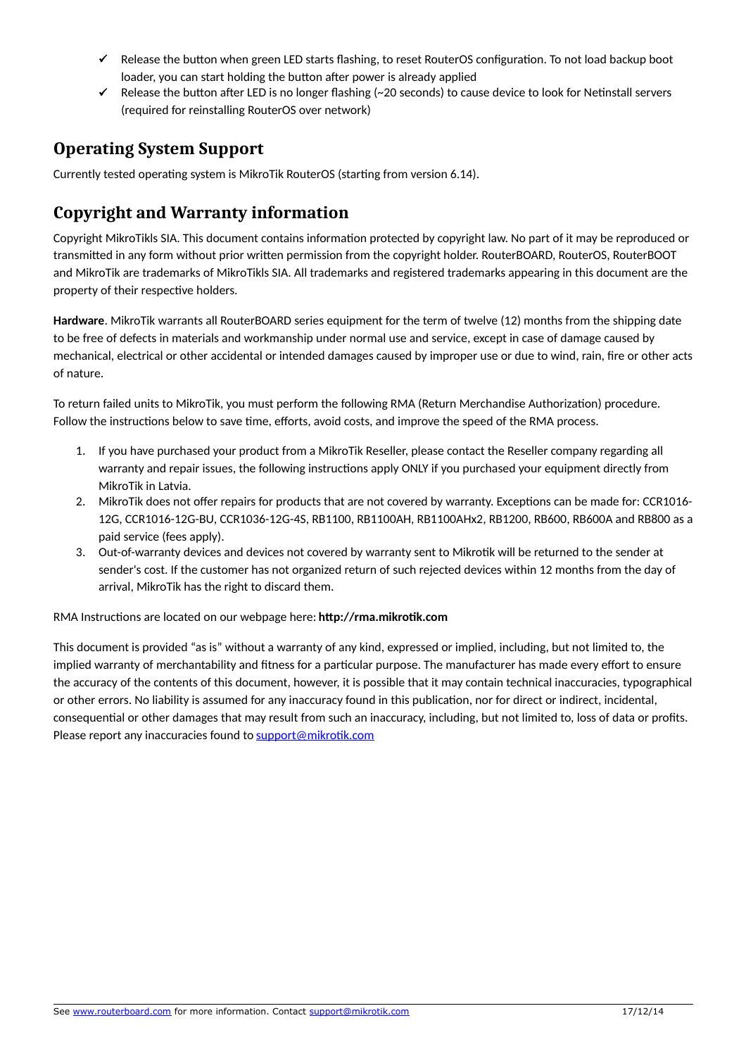- ✓ Release the button when green LED starts flashing, to reset RouterOS configuration. To not load backup boot loader, you can start holding the button after power is already applied
- ✓ Release the button after LED is no longer flashing (~20 seconds) to cause device to look for Netinstall servers (required for reinstalling RouterOS over network)

## Operating System Support

Currently tested operating system is MikroTik RouterOS (starting from version 6.14).

## Copyright and Warranty information

Copyright MikroTikls SIA. This document contains information protected by copyright law. No part of it may be reproduced or transmitted in any form without prior written permission from the copyright holder. RouterBOARD, RouterOS, RouterBOOT and MikroTik are trademarks of MikroTikls SIA. All trademarks and registered trademarks appearing in this document are the property of their respective holders.

**Hardware**. MikroTik warrants all RouterBOARD series equipment for the term of twelve (12) months from the shipping date to be free of defects in materials and workmanship under normal use and service, except in case of damage caused by mechanical, electrical or other accidental or intended damages caused by improper use or due to wind, rain, fire or other acts of nature.

To return failed units to MikroTik, you must perform the following RMA (Return Merchandise Authorization) procedure. Follow the instructions below to save time, efforts, avoid costs, and improve the speed of the RMA process.

1. If you have purchased your product from a MikroTik Reseller, please contact the Reseller company regarding all warranty and repair issues, the following instructions apply ONLY if you purchased your equipment directly from MikroTik in Latvia.
2. MikroTik does not offer repairs for products that are not covered by warranty. Exceptions can be made for: CCR1016-12G, CCR1016-12G-BU, CCR1036-12G-4S, RB1100, RB1100AH, RB1100AHx2, RB1200, RB600, RB600A and RB800 as a paid service (fees apply).
3. Out-of-warranty devices and devices not covered by warranty sent to Mikrotik will be returned to the sender at sender's cost. If the customer has not organized return of such rejected devices within 12 months from the day of arrival, MikroTik has the right to discard them.

RMA Instructions are located on our webpage here: **http://rma.mikrotik.com**

This document is provided "as is" without a warranty of any kind, expressed or implied, including, but not limited to, the implied warranty of merchantability and fitness for a particular purpose. The manufacturer has made every effort to ensure the accuracy of the contents of this document, however, it is possible that it may contain technical inaccuracies, typographical or other errors. No liability is assumed for any inaccuracy found in this publication, nor for direct or indirect, incidental, consequential or other damages that may result from such an inaccuracy, including, but not limited to, loss of data or profits. Please report any inaccuracies found to support@mikrotik.com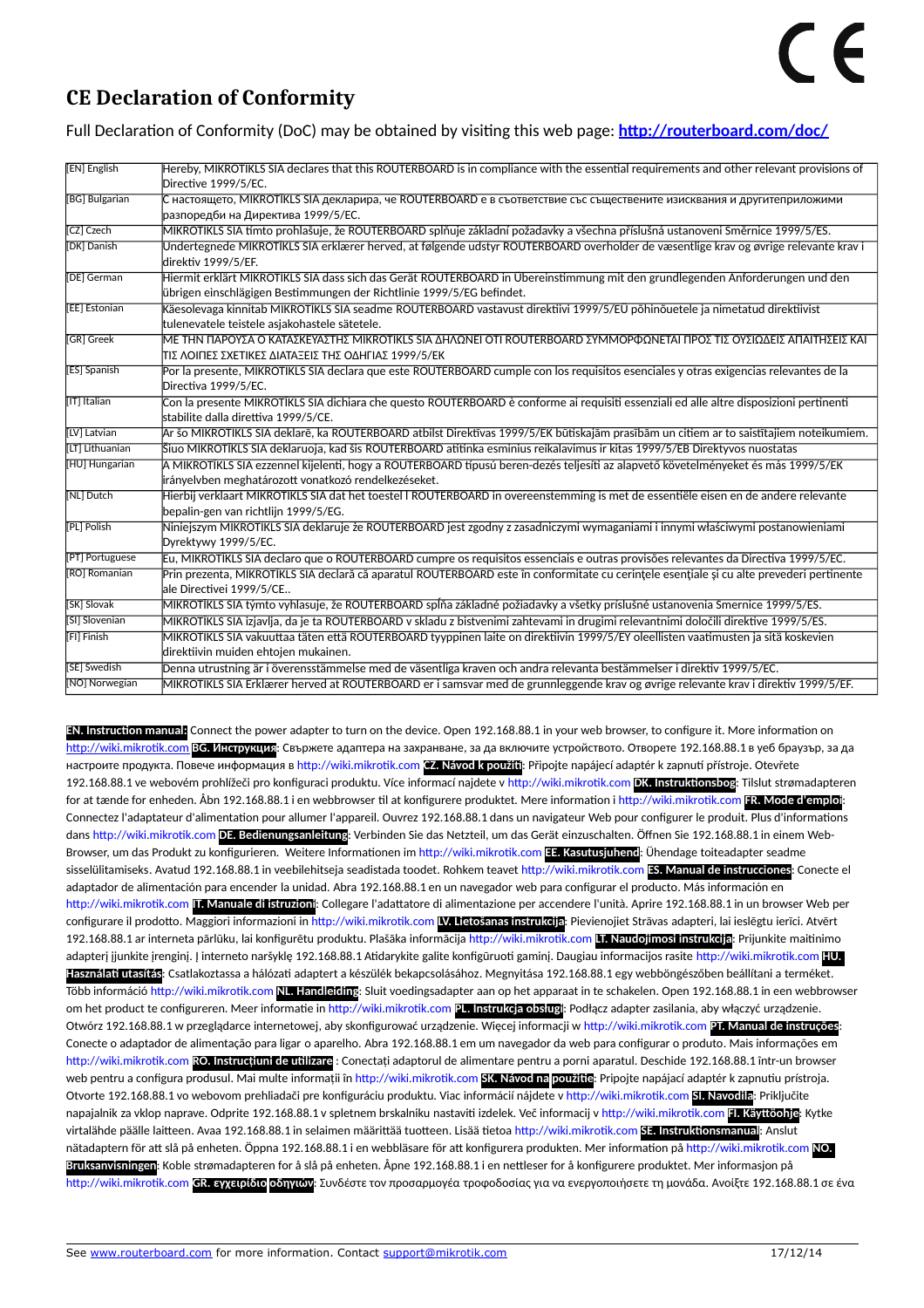CE

# CE Declaration of Conformity

Full Declaration of Conformity (DoC) may be obtained by visiting this web page: **http://routerboard.com/doc/**

| | |
|---|---|
| [EN] English | Hereby, MIKROTIKLS SIA declares that this ROUTERBOARD is in compliance with the essential requirements and other relevant provisions of Directive 1999/5/EC. |
| [BG] Bulgarian | С настоящето, MIKROTIKLS SIA декларира, че ROUTERBOARD е в съответствие със съществените изисквания и другитеприложими разпоредби на Директива 1999/5/EC. |
| [CZ] Czech | MIKROTIKLS SIA tímto prohlašuje, že ROUTERBOARD splňuje základní požadavky a všechna příslušná ustanoveni Směrnice 1999/5/ES. |
| [DK] Danish | Undertegnede MIKROTIKLS SIA erklærer herved, at følgende udstyr ROUTERBOARD overholder de væsentlige krav og øvrige relevante krav i direktiv 1999/5/EF. |
| [DE] German | Hiermit erklärt MIKROTIKLS SIA dass sich das Gerät ROUTERBOARD in Übereinstimmung mit den grundlegenden Anforderungen und den übrigen einschlägigen Bestimmungen der Richtlinie 1999/5/EG befindet. |
| [EE] Estonian | Käesolevaga kinnitab MIKROTIKLS SIA seadme ROUTERBOARD vastavust direktiivi 1999/5/EÜ põhinõuetele ja nimetatud direktiivist tulenevatele teistele asjakohastele sätetele. |
| [GR] Greek | ΜΕ ΤΗΝ ΠΑΡΟΥΣΑ Ο ΚΑΤΑΣΚΕΥΑΣΤΗΣ MIKROTIKLS SIA ΔΗΛΩΝΕΙ ΟΤΙ ROUTERBOARD ΣΥΜΜΟΡΦΩΝΕΤΑΙ ΠΡΟΣ ΤΙΣ ΟΥΣΙΩΔΕΙΣ ΑΠΑΙΤΗΣΕΙΣ ΚΑΙ ΤΙΣ ΛΟΙΠΕΣ ΣΧΕΤΙΚΕΣ ΔΙΑΤΑΞΕΙΣ ΤΗΣ ΟΔΗΓΙΑΣ 1999/5/ΕΚ |
| [ES] Spanish | Por la presente, MIKROTIKLS SIA declara que este ROUTERBOARD cumple con los requisitos esenciales y otras exigencias relevantes de la Directiva 1999/5/EC. |
| [IT] Italian | Con la presente MIKROTIKLS SIA dichiara che questo ROUTERBOARD è conforme ai requisiti essenziali ed alle altre disposizioni pertinenti stabilite dalla direttiva 1999/5/CE. |
| [LV] Latvian | Ar šo MIKROTIKLS SIA deklarē, ka ROUTERBOARD atbilst Direktīvas 1999/5/EK būtiskajām prasībām un citiem ar to saistītajiem noteikumiem. |
| [LT] Lithuanian | Šiuo MIKROTIKLS SIA deklaruoja, kad šis ROUTERBOARD atitinka esminius reikalavimus ir kitas 1999/5/EB Direktyvos nuostatas |
| [HU] Hungarian | A MIKROTIKLS SIA ezennel kijelenti, hogy a ROUTERBOARD típusú beren-dezés teljesíti az alapvető követelményeket és más 1999/5/EK irányelvben meghatározott vonatkozó rendelkezéseket. |
| [NL] Dutch | Hierbij verklaart MIKROTIKLS SIA dat het toestel l ROUTERBOARD in overeenstemming is met de essentiële eisen en de andere relevante bepalin-gen van richtlijn 1999/5/EG. |
| [PL] Polish | Niniejszym MIKROTIKLS SIA deklaruje że ROUTERBOARD jest zgodny z zasadniczymi wymaganiami i innymi właściwymi postanowieniami Dyrektywy 1999/5/EC. |
| [PT] Portuguese | Eu, MIKROTIKLS SIA declaro que o ROUTERBOARD cumpre os requisitos essenciais e outras provisões relevantes da Directiva 1999/5/EC. |
| [RO] Romanian | Prin prezenta, MIKROTIKLS SIA declară că aparatul ROUTERBOARD este în conformitate cu cerinţele esenţiale şi cu alte prevederi pertinente ale Directivei 1999/5/CE.. |
| [SK] Slovak | MIKROTIKLS SIA týmto vyhlasuje, že ROUTERBOARD spĺňa základné požiadavky a všetky príslušné ustanovenia Smernice 1999/5/ES. |
| [SI] Slovenian | MIKROTIKLS SIA izjavlja, da je ta ROUTERBOARD v skladu z bistvenimi zahtevami in drugimi relevantnimi določili direktive 1999/5/ES. |
| [FI] Finnish | MIKROTIKLS SIA vakuuttaa täten että ROUTERBOARD tyyppinen laite on direktiivin 1999/5/EY oleellisten vaatimusten ja sitä koskevien direktiivin muiden ehtojen mukainen. |
| [SE] Swedish | Denna utrustning är i överensstämmelse med de väsentliga kraven och andra relevanta bestämmelser i direktiv 1999/5/EC. |
| [NO] Norwegian | MIKROTIKLS SIA Erklærer herved at ROUTERBOARD er i samsvar med de grunnleggende krav og øvrige relevante krav i direktiv 1999/5/EF. |

**EN. Instruction manual**: Connect the power adapter to turn on the device. Open 192.168.88.1 in your web browser, to configure it. More information on http://wiki.mikrotik.com **BG. Инструкция**: Свържете адаптера на захранване, за да включите устройството. Отворете 192.168.88.1 в уеб браузър, за да настроите продукта. Повече информация в http://wiki.mikrotik.com **CZ. Návod k použití**: Připojte napájecí adaptér k zapnutí přístroje. Otevřete 192.168.88.1 ve webovém prohlížeči pro konfiguraci produktu. Více informací najdete v http://wiki.mikrotik.com **DK. Instruktionsbog**: Tilslut strømadapteren for at tænde for enheden. Åbn 192.168.88.1 i en webbrowser til at konfigurere produktet. Mere information i http://wiki.mikrotik.com **FR. Mode d'emploi**: Connectez l'adaptateur d'alimentation pour allumer l'appareil. Ouvrez 192.168.88.1 dans un navigateur Web pour configurer le produit. Plus d'informations dans http://wiki.mikrotik.com **DE. Bedienungsanleitung**: Verbinden Sie das Netzteil, um das Gerät einzuschalten. Öffnen Sie 192.168.88.1 in einem Web-Browser, um das Produkt zu konfigurieren. Weitere Informationen im http://wiki.mikrotik.com **EE. Kasutusjuhend**: Ühendage toiteadapter seadme sisselülitamiseks. Avatud 192.168.88.1 in veebilehitseja seadistada toodet. Rohkem teavet http://wiki.mikrotik.com **ES. Manual de instrucciones**: Conecte el adaptador de alimentación para encender la unidad. Abra 192.168.88.1 en un navegador web para configurar el producto. Más información en http://wiki.mikrotik.com **IT. Manuale di istruzioni**: Collegare l'adattatore di alimentazione per accendere l'unità. Aprire 192.168.88.1 in un browser Web per configurare il prodotto. Maggiori informazioni in http://wiki.mikrotik.com **LV. Lietošanas instrukcija**: Pievienojiet Strāvas adapteri, lai ieslēgtu ierīci. Atvērt 192.168.88.1 ar interneta pārlūku, lai konfigurētu produktu. Plašāka informācija http://wiki.mikrotik.com **LT. Naudojimosi instrukcija**: Prijunkite maitinimo adapterį įjunkite įrenginį. Į interneto naršyklę 192.168.88.1 Atidarykite galite konfigūruoti gaminį. Daugiau informacijos rasite http://wiki.mikrotik.com **HU. Használati utasítás**: Csatlakoztassa a hálózati adaptert a készülék bekapcsolásához. Megnyitása 192.168.88.1 egy webböngészőben beállítani a terméket. Több információ http://wiki.mikrotik.com **NL. Handleiding**: Sluit voedingsadapter aan op het apparaat in te schakelen. Open 192.168.88.1 in een webbrowser om het product te configureren. Meer informatie in http://wiki.mikrotik.com **PL. Instrukcja obsługi**: Podłącz adapter zasilania, aby włączyć urządzenie. Otwórz 192.168.88.1 w przeglądarce internetowej, aby skonfigurować urządzenie. Więcej informacji w http://wiki.mikrotik.com **PT. Manual de instruções**: Conecte o adaptador de alimentação para ligar o aparelho. Abra 192.168.88.1 em um navegador da web para configurar o produto. Mais informações em http://wiki.mikrotik.com **RO. Instrucțiuni de utilizare** : Conectați adaptorul de alimentare pentru a porni aparatul. Deschide 192.168.88.1 într-un browser web pentru a configura produsul. Mai multe informații în http://wiki.mikrotik.com **SK. Návod na použitie**: Pripojte napájací adaptér k zapnutiu prístroja. Otvorte 192.168.88.1 vo webovom prehliadači pre konfiguráciu produktu. Viac informácií nájdete v http://wiki.mikrotik.com **SI. Navodila**: Priključite napajalnik za vklop naprave. Odprite 192.168.88.1 v spletnem brskalniku nastaviti izdelek. Več informacij v http://wiki.mikrotik.com **FI. Käyttöohje**: Kytke virtalähde päälle laitteen. Avaa 192.168.88.1 in selaimen määrittää tuotteen. Lisää tietoa http://wiki.mikrotik.com **SE. Instruktionsmanual**: Anslut nätadaptern för att slå på enheten. Öppna 192.168.88.1 i en webbläsare för att konfigurera produkten. Mer information på http://wiki.mikrotik.com **NO. Bruksanvisningen**: Koble strømadapteren for å slå på enheten. Åpne 192.168.88.1 i en nettleser for å konfigurere produktet. Mer informasjon på http://wiki.mikrotik.com **GR. εγχειρίδιο οδηγιών**: Συνδέστε τον προσαρμογέα τροφοδοσίας για να ενεργοποιήσετε τη μονάδα. Ανοίξτε 192.168.88.1 σε ένα

See www.routerboard.com for more information. Contact support@mikrotik.com 17/12/14